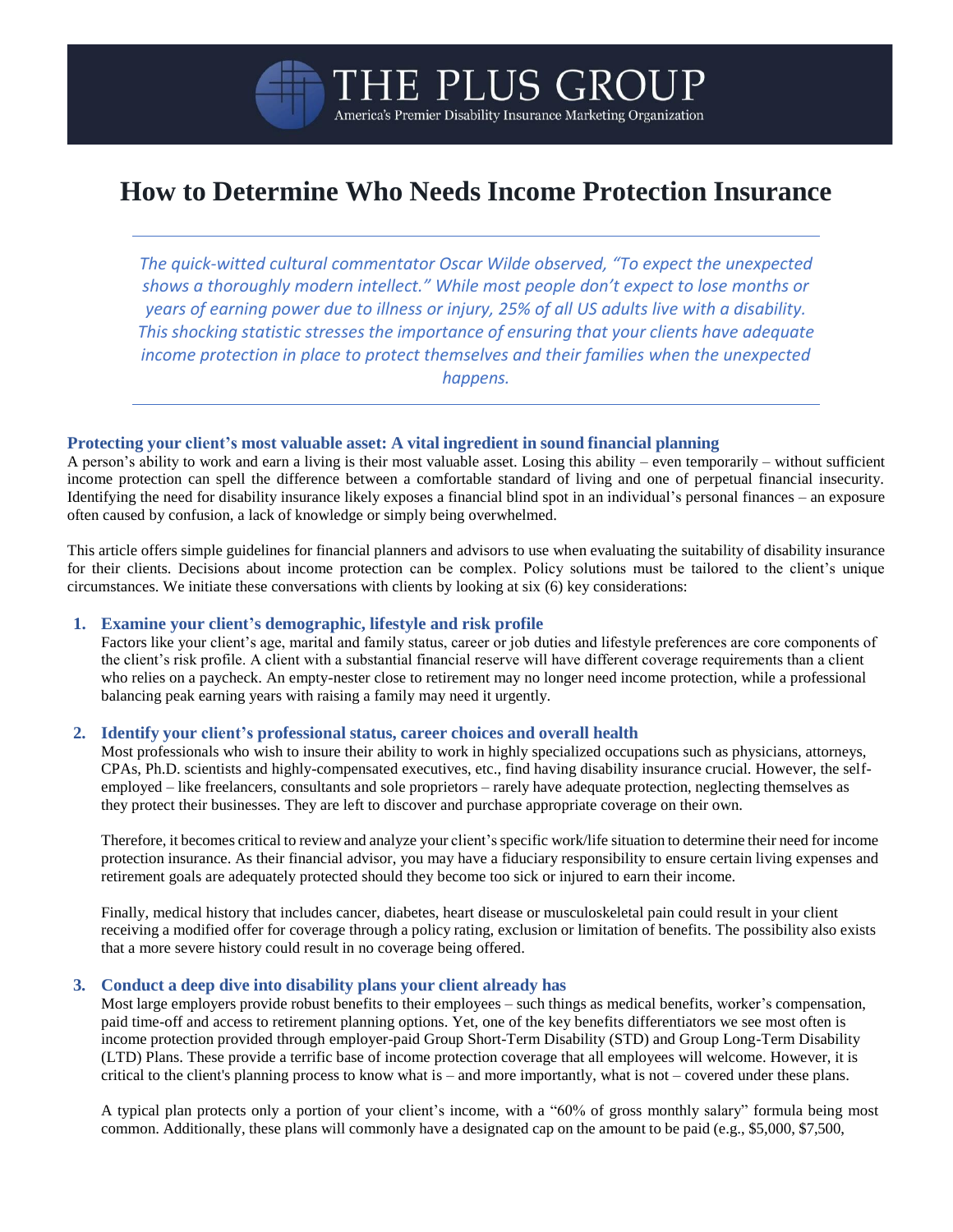THE PLUS GROUP

America's Premier Disability Insurance Marketing Organization

# How to Determine Who Needs Income Protection Insurance

*The quick-witted cultural commentator Oscar Wilde observed, "To expect the unexpected shows a thoroughly modern intellect." While most people don't expect to lose months or years of earning power due to illness or injury, 25% of all US adults live with a disability. This shocking statistic stresses the importance of ensuring that your clients have adequate income protection in place to protect themselves and their families when the unexpected happens.*

## Protecting your client's most valuable asset: A vital ingredient in sound financial planning

A person's ability to work and earn a living is their most valuable asset. Losing this ability – even temporarily – without sufficient income protection can spell the difference between a comfortable standard of living and one of perpetual financial insecurity. Identifying the need for disability insurance likely exposes a financial blind spot in an individual's personal finances – an exposure often caused by confusion, a lack of knowledge or simply being overwhelmed.

This article offers simple guidelines for financial planners and advisors to use when evaluating the suitability of disability insurance for their clients. Decisions about income protection can be complex. Policy solutions must be tailored to the client's unique circumstances. We initiate these conversations with clients by looking at six (6) key considerations:

1. **Examine your client's demographic, lifestyle and risk profile**

   Factors like your client's age, marital and family status, career or job duties and lifestyle preferences are core components of the client's risk profile. A client with a substantial financial reserve will have different coverage requirements than a client who relies on a paycheck. An empty-nester close to retirement may no longer need income protection, while a professional balancing peak earning years with raising a family may need it urgently.

2. **Identify your client's professional status, career choices and overall health**

   Most professionals who wish to insure their ability to work in highly specialized occupations such as physicians, attorneys, CPAs, Ph.D. scientists and highly-compensated executives, etc., find having disability insurance crucial. However, the self-employed – like freelancers, consultants and sole proprietors – rarely have adequate protection, neglecting themselves as they protect their businesses. They are left to discover and purchase appropriate coverage on their own.

   Therefore, it becomes critical to review and analyze your client's specific work/life situation to determine their need for income protection insurance. As their financial advisor, you may have a fiduciary responsibility to ensure certain living expenses and retirement goals are adequately protected should they become too sick or injured to earn their income.

   Finally, medical history that includes cancer, diabetes, heart disease or musculoskeletal pain could result in your client receiving a modified offer for coverage through a policy rating, exclusion or limitation of benefits. The possibility also exists that a more severe history could result in no coverage being offered.

3. **Conduct a deep dive into disability plans your client already has**

   Most large employers provide robust benefits to their employees – such things as medical benefits, worker's compensation, paid time-off and access to retirement planning options. Yet, one of the key benefits differentiators we see most often is income protection provided through employer-paid Group Short-Term Disability (STD) and Group Long-Term Disability (LTD) Plans. These provide a terrific base of income protection coverage that all employees will welcome. However, it is critical to the client's planning process to know what is – and more importantly, what is not – covered under these plans.

   A typical plan protects only a portion of your client's income, with a "60% of gross monthly salary" formula being most common. Additionally, these plans will commonly have a designated cap on the amount to be paid (e.g., $5,000, $7,500,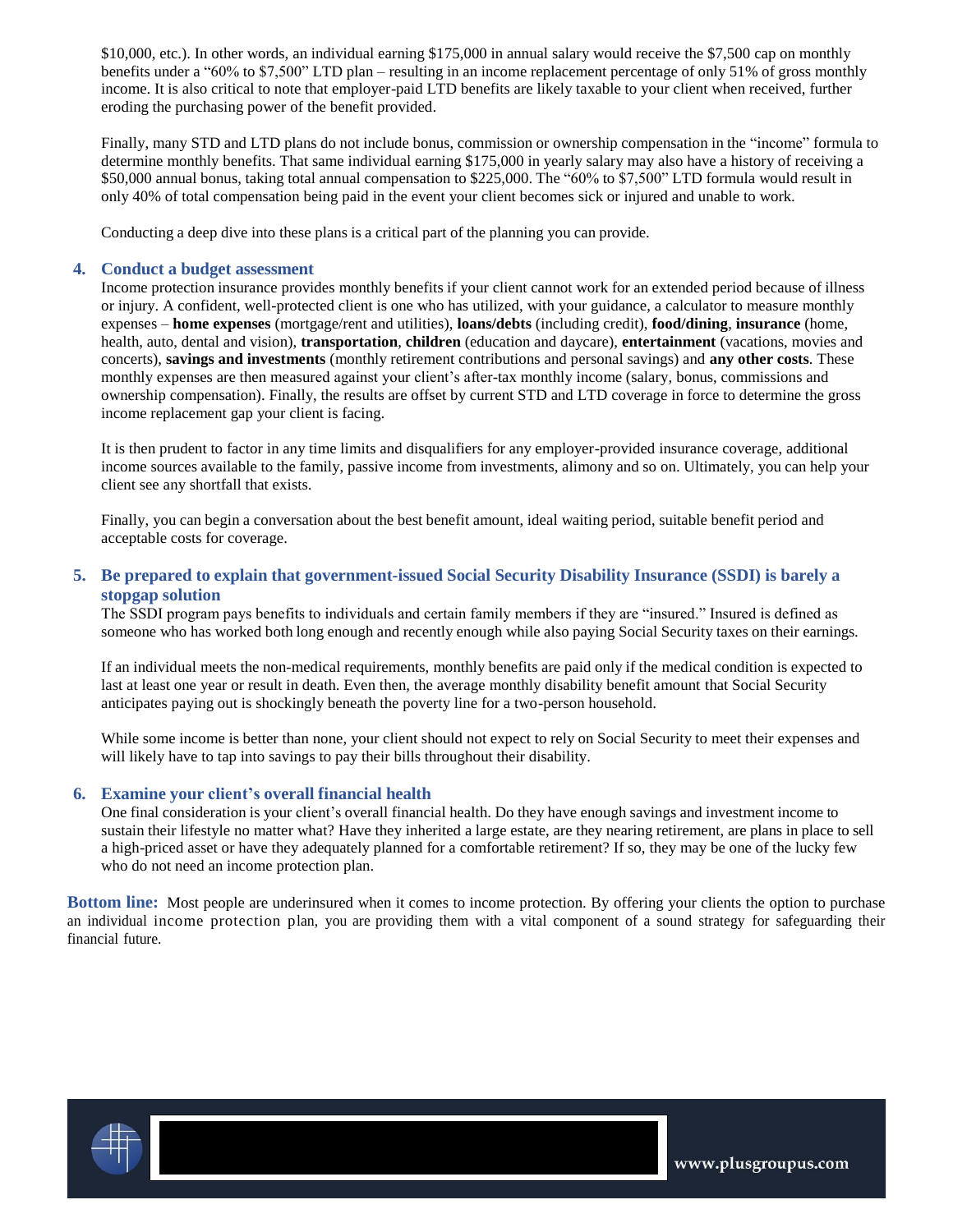$10,000, etc.). In other words, an individual earning $175,000 in annual salary would receive the $7,500 cap on monthly benefits under a "60% to $7,500" LTD plan – resulting in an income replacement percentage of only 51% of gross monthly income. It is also critical to note that employer-paid LTD benefits are likely taxable to your client when received, further eroding the purchasing power of the benefit provided.

Finally, many STD and LTD plans do not include bonus, commission or ownership compensation in the "income" formula to determine monthly benefits. That same individual earning $175,000 in yearly salary may also have a history of receiving a $50,000 annual bonus, taking total annual compensation to $225,000. The "60% to $7,500" LTD formula would result in only 40% of total compensation being paid in the event your client becomes sick or injured and unable to work.

Conducting a deep dive into these plans is a critical part of the planning you can provide.

### 4. Conduct a budget assessment

Income protection insurance provides monthly benefits if your client cannot work for an extended period because of illness or injury. A confident, well-protected client is one who has utilized, with your guidance, a calculator to measure monthly expenses – **home expenses** (mortgage/rent and utilities), **loans/debts** (including credit), **food/dining**, **insurance** (home, health, auto, dental and vision), **transportation**, **children** (education and daycare), **entertainment** (vacations, movies and concerts), **savings and investments** (monthly retirement contributions and personal savings) and **any other costs**. These monthly expenses are then measured against your client's after-tax monthly income (salary, bonus, commissions and ownership compensation). Finally, the results are offset by current STD and LTD coverage in force to determine the gross income replacement gap your client is facing.

It is then prudent to factor in any time limits and disqualifiers for any employer-provided insurance coverage, additional income sources available to the family, passive income from investments, alimony and so on. Ultimately, you can help your client see any shortfall that exists.

Finally, you can begin a conversation about the best benefit amount, ideal waiting period, suitable benefit period and acceptable costs for coverage.

### 5. Be prepared to explain that government-issued Social Security Disability Insurance (SSDI) is barely a stopgap solution

The SSDI program pays benefits to individuals and certain family members if they are "insured." Insured is defined as someone who has worked both long enough and recently enough while also paying Social Security taxes on their earnings.

If an individual meets the non-medical requirements, monthly benefits are paid only if the medical condition is expected to last at least one year or result in death. Even then, the average monthly disability benefit amount that Social Security anticipates paying out is shockingly beneath the poverty line for a two-person household.

While some income is better than none, your client should not expect to rely on Social Security to meet their expenses and will likely have to tap into savings to pay their bills throughout their disability.

### 6. Examine your client's overall financial health

One final consideration is your client's overall financial health. Do they have enough savings and investment income to sustain their lifestyle no matter what? Have they inherited a large estate, are they nearing retirement, are plans in place to sell a high-priced asset or have they adequately planned for a comfortable retirement? If so, they may be one of the lucky few who do not need an income protection plan.

**Bottom line:** Most people are underinsured when it comes to income protection. By offering your clients the option to purchase an individual income protection plan, you are providing them with a vital component of a sound strategy for safeguarding their financial future.

www.plusgroupus.com